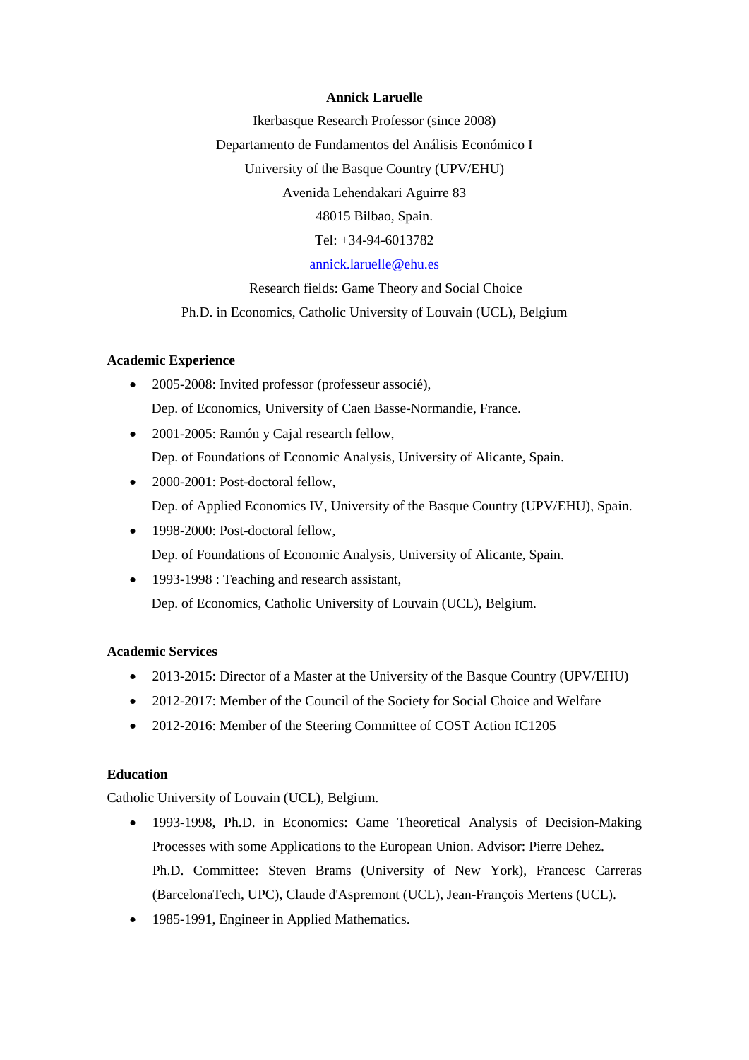**Annick Laruelle**

Ikerbasque Research Professor (since 2008)

Departamento de Fundamentos del Análisis Económico I

University of the Basque Country (UPV/EHU)

Avenida Lehendakari Aguirre 83

48015 Bilbao, Spain.

Tel: +34-94-6013782

annick.laruelle@ehu.es

Research fields: Game Theory and Social Choice

Ph.D. in Economics, Catholic University of Louvain (UCL), Belgium

## Academic Experience

- 2005-2008: Invited professor (professeur associé),
  Dep. of Economics, University of Caen Basse-Normandie, France.
- 2001-2005: Ramón y Cajal research fellow,
  Dep. of Foundations of Economic Analysis, University of Alicante, Spain.
- 2000-2001: Post-doctoral fellow,
  Dep. of Applied Economics IV, University of the Basque Country (UPV/EHU), Spain.
- 1998-2000: Post-doctoral fellow,
  Dep. of Foundations of Economic Analysis, University of Alicante, Spain.
- 1993-1998 : Teaching and research assistant,
  Dep. of Economics, Catholic University of Louvain (UCL), Belgium.

## Academic Services

- 2013-2015: Director of a Master at the University of the Basque Country (UPV/EHU)
- 2012-2017: Member of the Council of the Society for Social Choice and Welfare
- 2012-2016: Member of the Steering Committee of COST Action IC1205

## Education

Catholic University of Louvain (UCL), Belgium.

- 1993-1998, Ph.D. in Economics: Game Theoretical Analysis of Decision-Making Processes with some Applications to the European Union. Advisor: Pierre Dehez.
  Ph.D. Committee: Steven Brams (University of New York), Francesc Carreras (BarcelonaTech, UPC), Claude d'Aspremont (UCL), Jean-François Mertens (UCL).
- 1985-1991, Engineer in Applied Mathematics.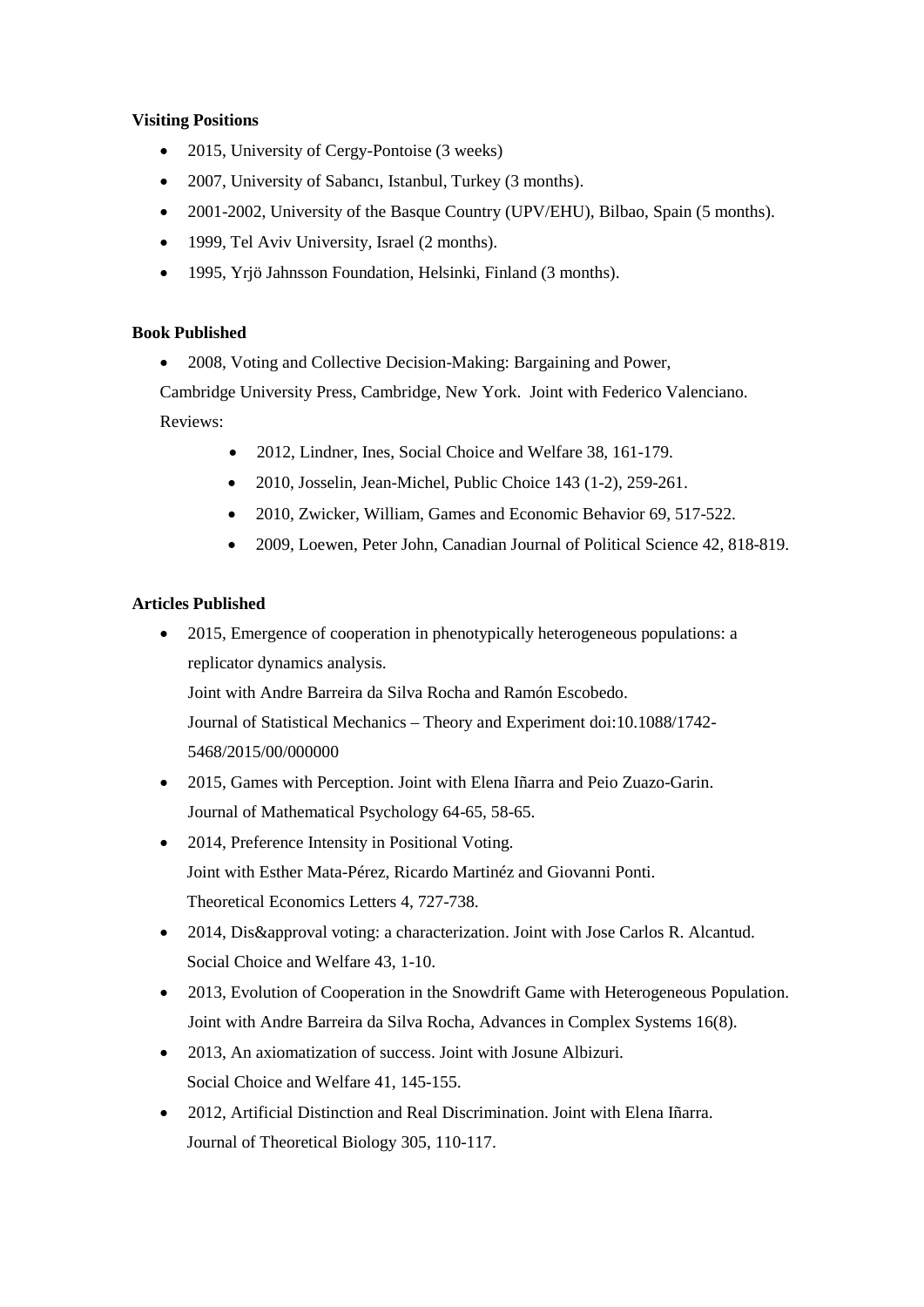**Visiting Positions**

- 2015, University of Cergy-Pontoise (3 weeks)
- 2007, University of Sabancı, Istanbul, Turkey (3 months).
- 2001-2002, University of the Basque Country (UPV/EHU), Bilbao, Spain (5 months).
- 1999, Tel Aviv University, Israel (2 months).
- 1995, Yrjö Jahnsson Foundation, Helsinki, Finland (3 months).

**Book Published**

- 2008, Voting and Collective Decision-Making: Bargaining and Power, Cambridge University Press, Cambridge, New York. Joint with Federico Valenciano.
  Reviews:
  - 2012, Lindner, Ines, Social Choice and Welfare 38, 161-179.
  - 2010, Josselin, Jean-Michel, Public Choice 143 (1-2), 259-261.
  - 2010, Zwicker, William, Games and Economic Behavior 69, 517-522.
  - 2009, Loewen, Peter John, Canadian Journal of Political Science 42, 818-819.

**Articles Published**

- 2015, Emergence of cooperation in phenotypically heterogeneous populations: a replicator dynamics analysis.
  Joint with Andre Barreira da Silva Rocha and Ramón Escobedo.
  Journal of Statistical Mechanics – Theory and Experiment doi:10.1088/1742-5468/2015/00/000000
- 2015, Games with Perception. Joint with Elena Iñarra and Peio Zuazo-Garin.
  Journal of Mathematical Psychology 64-65, 58-65.
- 2014, Preference Intensity in Positional Voting.
  Joint with Esther Mata-Pérez, Ricardo Martinéz and Giovanni Ponti.
  Theoretical Economics Letters 4, 727-738.
- 2014, Dis&approval voting: a characterization. Joint with Jose Carlos R. Alcantud.
  Social Choice and Welfare 43, 1-10.
- 2013, Evolution of Cooperation in the Snowdrift Game with Heterogeneous Population.
  Joint with Andre Barreira da Silva Rocha, Advances in Complex Systems 16(8).
- 2013, An axiomatization of success. Joint with Josune Albizuri.
  Social Choice and Welfare 41, 145-155.
- 2012, Artificial Distinction and Real Discrimination. Joint with Elena Iñarra.
  Journal of Theoretical Biology 305, 110-117.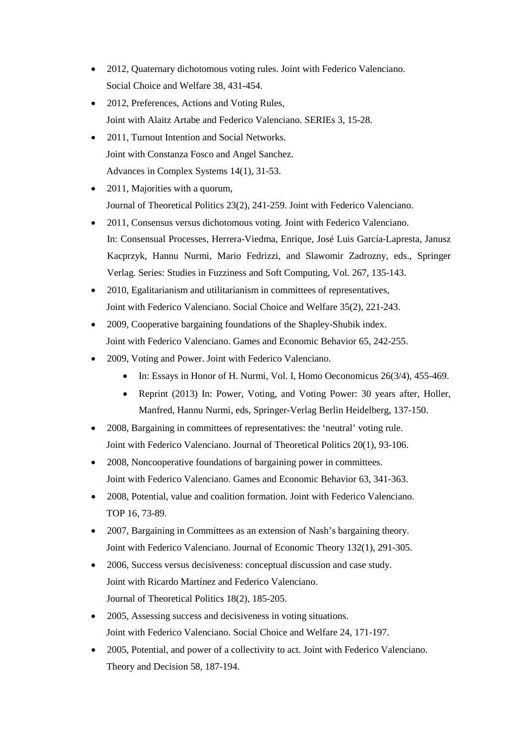- 2012, Quaternary dichotomous voting rules. Joint with Federico Valenciano.
  Social Choice and Welfare 38, 431-454.
- 2012, Preferences, Actions and Voting Rules,
  Joint with Alaitz Artabe and Federico Valenciano. SERIEs 3, 15-28.
- 2011, Turnout Intention and Social Networks.
  Joint with Constanza Fosco and Angel Sanchez.
  Advances in Complex Systems 14(1), 31-53.
- 2011, Majorities with a quorum,
  Journal of Theoretical Politics 23(2), 241-259. Joint with Federico Valenciano.
- 2011, Consensus versus dichotomous voting. Joint with Federico Valenciano.
  In: Consensual Processes, Herrera-Viedma, Enrique, José Luis García-Lapresta, Janusz Kacprzyk, Hannu Nurmi, Mario Fedrizzi, and Slawomir Zadrozny, eds., Springer Verlag. Series: Studies in Fuzziness and Soft Computing, Vol. 267, 135-143.
- 2010, Egalitarianism and utilitarianism in committees of representatives,
  Joint with Federico Valenciano. Social Choice and Welfare 35(2), 221-243.
- 2009, Cooperative bargaining foundations of the Shapley-Shubik index.
  Joint with Federico Valenciano. Games and Economic Behavior 65, 242-255.
- 2009, Voting and Power. Joint with Federico Valenciano.
  - In: Essays in Honor of H. Nurmi, Vol. I, Homo Oeconomicus 26(3/4), 455-469.
  - Reprint (2013) In: Power, Voting, and Voting Power: 30 years after, Holler, Manfred, Hannu Nurmi, eds, Springer-Verlag Berlin Heidelberg, 137-150.
- 2008, Bargaining in committees of representatives: the 'neutral' voting rule.
  Joint with Federico Valenciano. Journal of Theoretical Politics 20(1), 93-106.
- 2008, Noncooperative foundations of bargaining power in committees.
  Joint with Federico Valenciano. Games and Economic Behavior 63, 341-363.
- 2008, Potential, value and coalition formation. Joint with Federico Valenciano.
  TOP 16, 73-89.
- 2007, Bargaining in Committees as an extension of Nash's bargaining theory.
  Joint with Federico Valenciano. Journal of Economic Theory 132(1), 291-305.
- 2006, Success versus decisiveness: conceptual discussion and case study.
  Joint with Ricardo Martínez and Federico Valenciano.
  Journal of Theoretical Politics 18(2), 185-205.
- 2005, Assessing success and decisiveness in voting situations.
  Joint with Federico Valenciano. Social Choice and Welfare 24, 171-197.
- 2005, Potential, and power of a collectivity to act. Joint with Federico Valenciano.
  Theory and Decision 58, 187-194.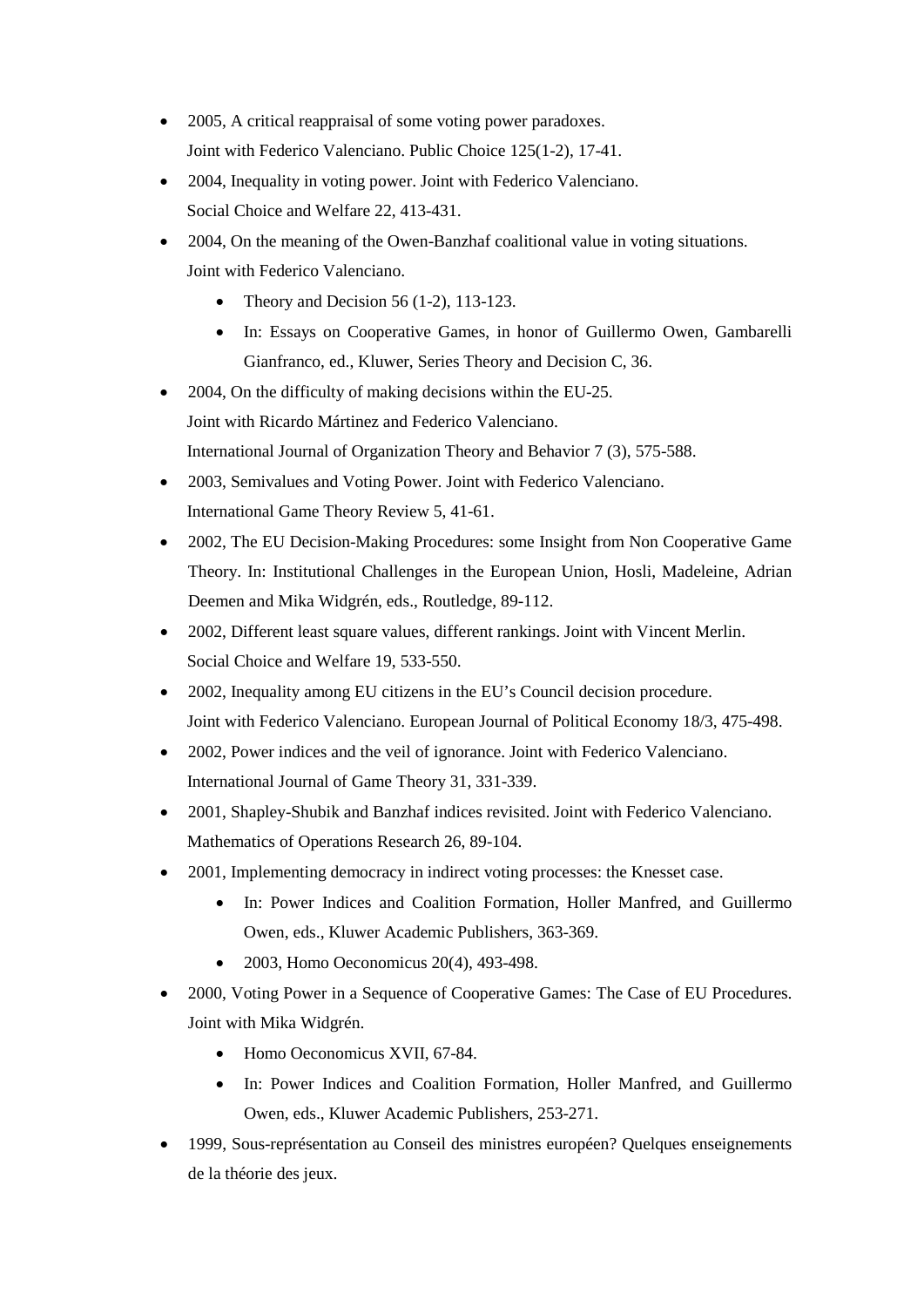- 2005, A critical reappraisal of some voting power paradoxes. Joint with Federico Valenciano. Public Choice 125(1-2), 17-41.
- 2004, Inequality in voting power. Joint with Federico Valenciano. Social Choice and Welfare 22, 413-431.
- 2004, On the meaning of the Owen-Banzhaf coalitional value in voting situations. Joint with Federico Valenciano.
    - Theory and Decision 56 (1-2), 113-123.
    - In: Essays on Cooperative Games, in honor of Guillermo Owen, Gambarelli Gianfranco, ed., Kluwer, Series Theory and Decision C, 36.
- 2004, On the difficulty of making decisions within the EU-25. Joint with Ricardo Mártinez and Federico Valenciano. International Journal of Organization Theory and Behavior 7 (3), 575-588.
- 2003, Semivalues and Voting Power. Joint with Federico Valenciano. International Game Theory Review 5, 41-61.
- 2002, The EU Decision-Making Procedures: some Insight from Non Cooperative Game Theory. In: Institutional Challenges in the European Union, Hosli, Madeleine, Adrian Deemen and Mika Widgrén, eds., Routledge, 89-112.
- 2002, Different least square values, different rankings. Joint with Vincent Merlin. Social Choice and Welfare 19, 533-550.
- 2002, Inequality among EU citizens in the EU's Council decision procedure. Joint with Federico Valenciano. European Journal of Political Economy 18/3, 475-498.
- 2002, Power indices and the veil of ignorance. Joint with Federico Valenciano. International Journal of Game Theory 31, 331-339.
- 2001, Shapley-Shubik and Banzhaf indices revisited. Joint with Federico Valenciano. Mathematics of Operations Research 26, 89-104.
- 2001, Implementing democracy in indirect voting processes: the Knesset case.
    - In: Power Indices and Coalition Formation, Holler Manfred, and Guillermo Owen, eds., Kluwer Academic Publishers, 363-369.
    - 2003, Homo Oeconomicus 20(4), 493-498.
- 2000, Voting Power in a Sequence of Cooperative Games: The Case of EU Procedures. Joint with Mika Widgrén.
    - Homo Oeconomicus XVII, 67-84.
    - In: Power Indices and Coalition Formation, Holler Manfred, and Guillermo Owen, eds., Kluwer Academic Publishers, 253-271.
- 1999, Sous-représentation au Conseil des ministres européen? Quelques enseignements de la théorie des jeux.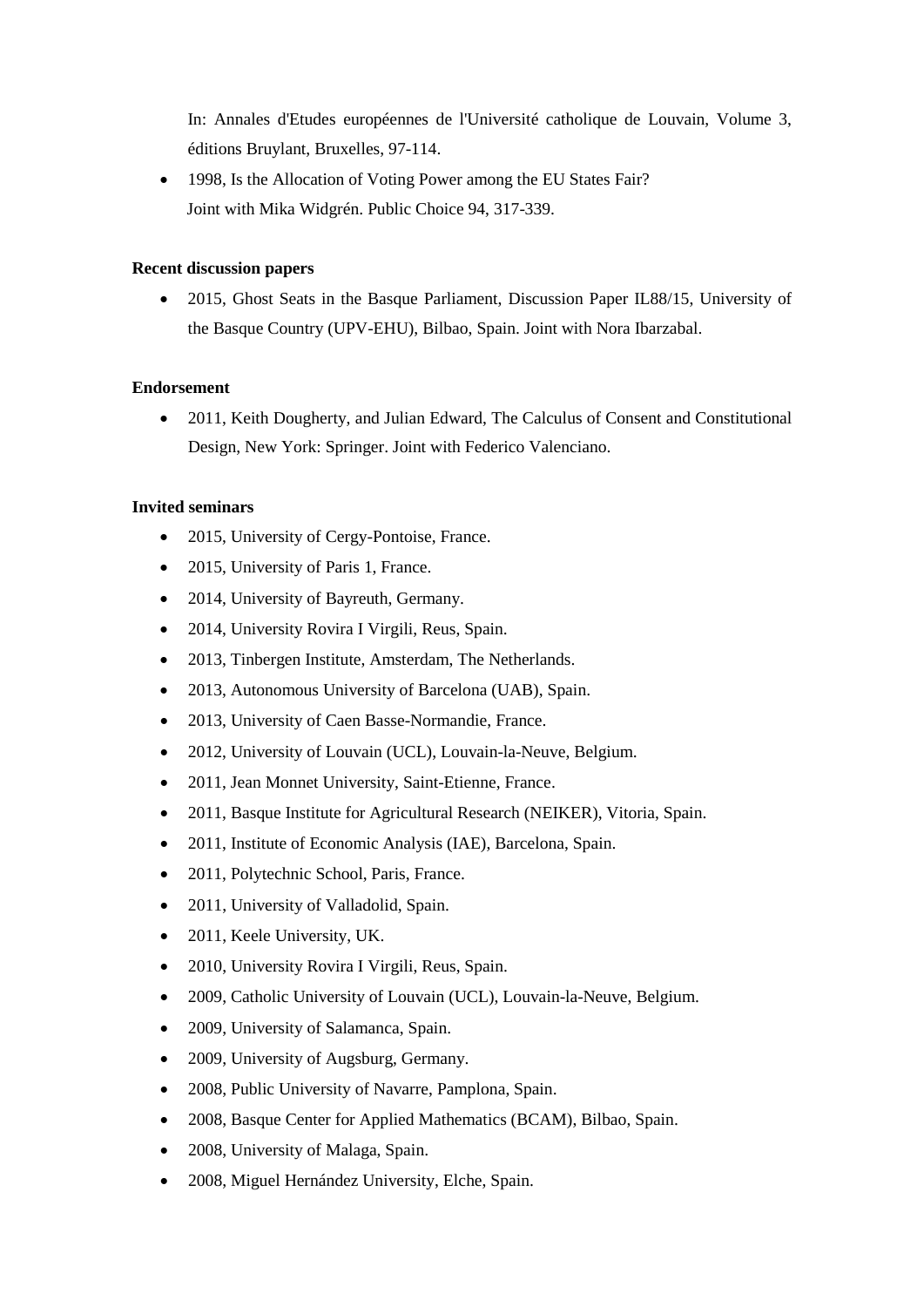In: Annales d'Etudes européennes de l'Université catholique de Louvain, Volume 3, éditions Bruylant, Bruxelles, 97-114.

- 1998, Is the Allocation of Voting Power among the EU States Fair?
  Joint with Mika Widgrén. Public Choice 94, 317-339.

**Recent discussion papers**

- 2015, Ghost Seats in the Basque Parliament, Discussion Paper IL88/15, University of the Basque Country (UPV-EHU), Bilbao, Spain. Joint with Nora Ibarzabal.

**Endorsement**

- 2011, Keith Dougherty, and Julian Edward, The Calculus of Consent and Constitutional Design, New York: Springer. Joint with Federico Valenciano.

**Invited seminars**

- 2015, University of Cergy-Pontoise, France.
- 2015, University of Paris 1, France.
- 2014, University of Bayreuth, Germany.
- 2014, University Rovira I Virgili, Reus, Spain.
- 2013, Tinbergen Institute, Amsterdam, The Netherlands.
- 2013, Autonomous University of Barcelona (UAB), Spain.
- 2013, University of Caen Basse-Normandie, France.
- 2012, University of Louvain (UCL), Louvain-la-Neuve, Belgium.
- 2011, Jean Monnet University, Saint-Etienne, France.
- 2011, Basque Institute for Agricultural Research (NEIKER), Vitoria, Spain.
- 2011, Institute of Economic Analysis (IAE), Barcelona, Spain.
- 2011, Polytechnic School, Paris, France.
- 2011, University of Valladolid, Spain.
- 2011, Keele University, UK.
- 2010, University Rovira I Virgili, Reus, Spain.
- 2009, Catholic University of Louvain (UCL), Louvain-la-Neuve, Belgium.
- 2009, University of Salamanca, Spain.
- 2009, University of Augsburg, Germany.
- 2008, Public University of Navarre, Pamplona, Spain.
- 2008, Basque Center for Applied Mathematics (BCAM), Bilbao, Spain.
- 2008, University of Malaga, Spain.
- 2008, Miguel Hernández University, Elche, Spain.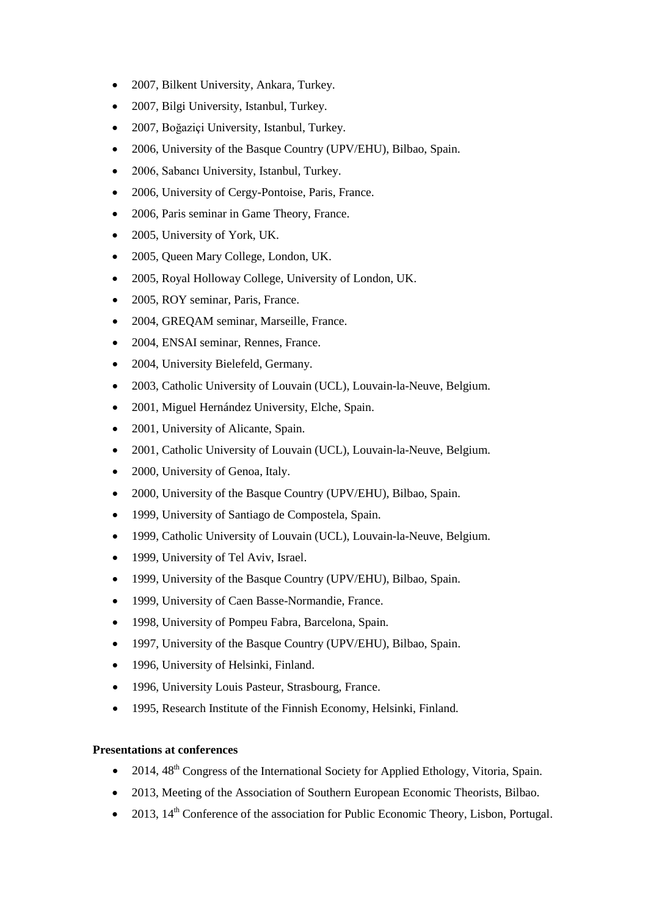- 2007, Bilkent University, Ankara, Turkey.
- 2007, Bilgi University, Istanbul, Turkey.
- 2007, Boğaziçi University, Istanbul, Turkey.
- 2006, University of the Basque Country (UPV/EHU), Bilbao, Spain.
- 2006, Sabancı University, Istanbul, Turkey.
- 2006, University of Cergy-Pontoise, Paris, France.
- 2006, Paris seminar in Game Theory, France.
- 2005, University of York, UK.
- 2005, Queen Mary College, London, UK.
- 2005, Royal Holloway College, University of London, UK.
- 2005, ROY seminar, Paris, France.
- 2004, GREQAM seminar, Marseille, France.
- 2004, ENSAI seminar, Rennes, France.
- 2004, University Bielefeld, Germany.
- 2003, Catholic University of Louvain (UCL), Louvain-la-Neuve, Belgium.
- 2001, Miguel Hernández University, Elche, Spain.
- 2001, University of Alicante, Spain.
- 2001, Catholic University of Louvain (UCL), Louvain-la-Neuve, Belgium.
- 2000, University of Genoa, Italy.
- 2000, University of the Basque Country (UPV/EHU), Bilbao, Spain.
- 1999, University of Santiago de Compostela, Spain.
- 1999, Catholic University of Louvain (UCL), Louvain-la-Neuve, Belgium.
- 1999, University of Tel Aviv, Israel.
- 1999, University of the Basque Country (UPV/EHU), Bilbao, Spain.
- 1999, University of Caen Basse-Normandie, France.
- 1998, University of Pompeu Fabra, Barcelona, Spain.
- 1997, University of the Basque Country (UPV/EHU), Bilbao, Spain.
- 1996, University of Helsinki, Finland.
- 1996, University Louis Pasteur, Strasbourg, France.
- 1995, Research Institute of the Finnish Economy, Helsinki, Finland.

**Presentations at conferences**

- 2014, 48th Congress of the International Society for Applied Ethology, Vitoria, Spain.
- 2013, Meeting of the Association of Southern European Economic Theorists, Bilbao.
- 2013, 14th Conference of the association for Public Economic Theory, Lisbon, Portugal.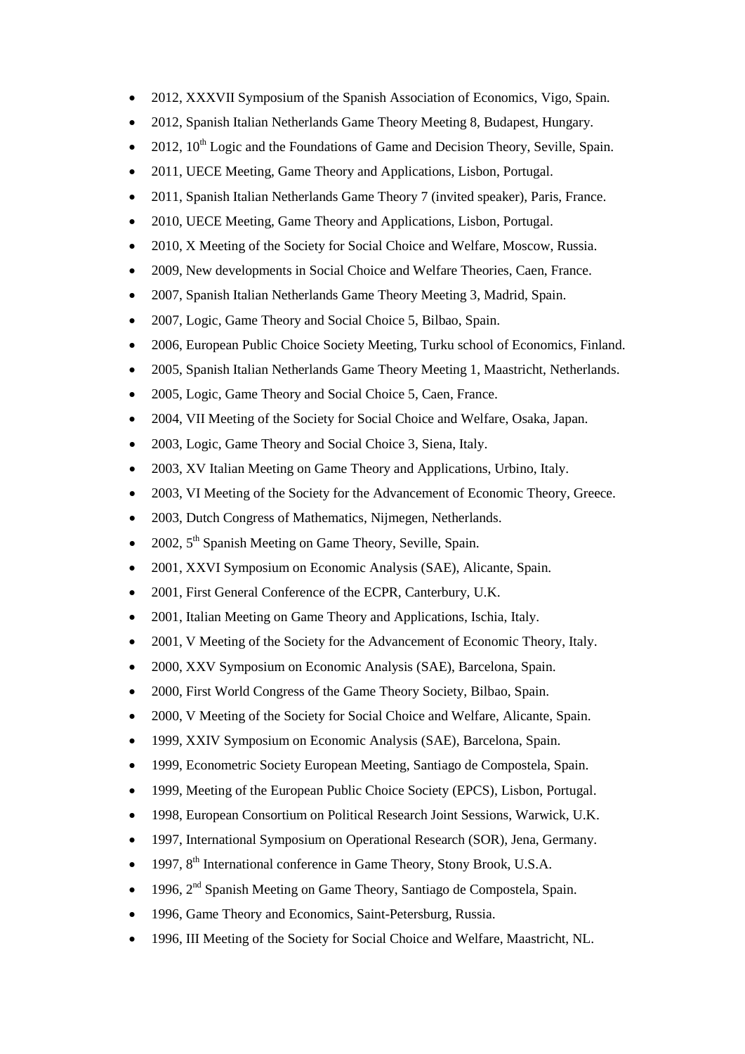- 2012, XXXVII Symposium of the Spanish Association of Economics, Vigo, Spain.
- 2012, Spanish Italian Netherlands Game Theory Meeting 8, Budapest, Hungary.
- 2012, 10$^{th}$ Logic and the Foundations of Game and Decision Theory, Seville, Spain.
- 2011, UECE Meeting, Game Theory and Applications, Lisbon, Portugal.
- 2011, Spanish Italian Netherlands Game Theory 7 (invited speaker), Paris, France.
- 2010, UECE Meeting, Game Theory and Applications, Lisbon, Portugal.
- 2010, X Meeting of the Society for Social Choice and Welfare, Moscow, Russia.
- 2009, New developments in Social Choice and Welfare Theories, Caen, France.
- 2007, Spanish Italian Netherlands Game Theory Meeting 3, Madrid, Spain.
- 2007, Logic, Game Theory and Social Choice 5, Bilbao, Spain.
- 2006, European Public Choice Society Meeting, Turku school of Economics, Finland.
- 2005, Spanish Italian Netherlands Game Theory Meeting 1, Maastricht, Netherlands.
- 2005, Logic, Game Theory and Social Choice 5, Caen, France.
- 2004, VII Meeting of the Society for Social Choice and Welfare, Osaka, Japan.
- 2003, Logic, Game Theory and Social Choice 3, Siena, Italy.
- 2003, XV Italian Meeting on Game Theory and Applications, Urbino, Italy.
- 2003, VI Meeting of the Society for the Advancement of Economic Theory, Greece.
- 2003, Dutch Congress of Mathematics, Nijmegen, Netherlands.
- 2002, 5$^{th}$ Spanish Meeting on Game Theory, Seville, Spain.
- 2001, XXVI Symposium on Economic Analysis (SAE), Alicante, Spain.
- 2001, First General Conference of the ECPR, Canterbury, U.K.
- 2001, Italian Meeting on Game Theory and Applications, Ischia, Italy.
- 2001, V Meeting of the Society for the Advancement of Economic Theory, Italy.
- 2000, XXV Symposium on Economic Analysis (SAE), Barcelona, Spain.
- 2000, First World Congress of the Game Theory Society, Bilbao, Spain.
- 2000, V Meeting of the Society for Social Choice and Welfare, Alicante, Spain.
- 1999, XXIV Symposium on Economic Analysis (SAE), Barcelona, Spain.
- 1999, Econometric Society European Meeting, Santiago de Compostela, Spain.
- 1999, Meeting of the European Public Choice Society (EPCS), Lisbon, Portugal.
- 1998, European Consortium on Political Research Joint Sessions, Warwick, U.K.
- 1997, International Symposium on Operational Research (SOR), Jena, Germany.
- 1997, 8$^{th}$ International conference in Game Theory, Stony Brook, U.S.A.
- 1996, 2$^{nd}$ Spanish Meeting on Game Theory, Santiago de Compostela, Spain.
- 1996, Game Theory and Economics, Saint-Petersburg, Russia.
- 1996, III Meeting of the Society for Social Choice and Welfare, Maastricht, NL.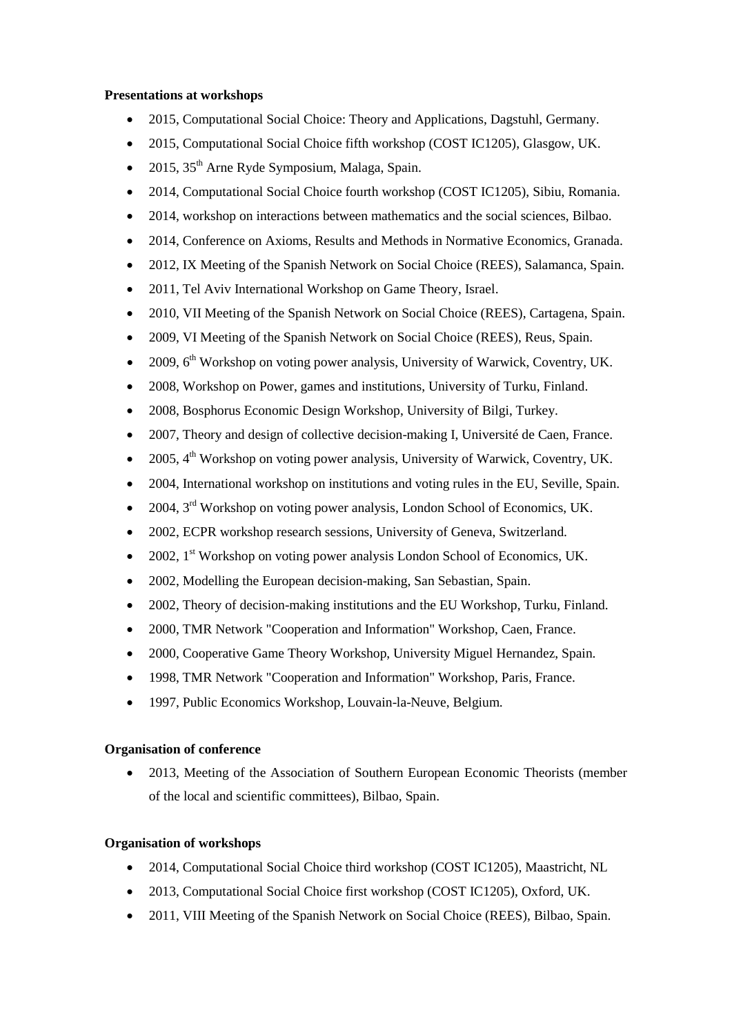**Presentations at workshops**

- 2015, Computational Social Choice: Theory and Applications, Dagstuhl, Germany.
- 2015, Computational Social Choice fifth workshop (COST IC1205), Glasgow, UK.
- 2015, 35th Arne Ryde Symposium, Malaga, Spain.
- 2014, Computational Social Choice fourth workshop (COST IC1205), Sibiu, Romania.
- 2014, workshop on interactions between mathematics and the social sciences, Bilbao.
- 2014, Conference on Axioms, Results and Methods in Normative Economics, Granada.
- 2012, IX Meeting of the Spanish Network on Social Choice (REES), Salamanca, Spain.
- 2011, Tel Aviv International Workshop on Game Theory, Israel.
- 2010, VII Meeting of the Spanish Network on Social Choice (REES), Cartagena, Spain.
- 2009, VI Meeting of the Spanish Network on Social Choice (REES), Reus, Spain.
- 2009, 6th Workshop on voting power analysis, University of Warwick, Coventry, UK.
- 2008, Workshop on Power, games and institutions, University of Turku, Finland.
- 2008, Bosphorus Economic Design Workshop, University of Bilgi, Turkey.
- 2007, Theory and design of collective decision-making I, Université de Caen, France.
- 2005, 4th Workshop on voting power analysis, University of Warwick, Coventry, UK.
- 2004, International workshop on institutions and voting rules in the EU, Seville, Spain.
- 2004, 3rd Workshop on voting power analysis, London School of Economics, UK.
- 2002, ECPR workshop research sessions, University of Geneva, Switzerland.
- 2002, 1st Workshop on voting power analysis London School of Economics, UK.
- 2002, Modelling the European decision-making, San Sebastian, Spain.
- 2002, Theory of decision-making institutions and the EU Workshop, Turku, Finland.
- 2000, TMR Network "Cooperation and Information" Workshop, Caen, France.
- 2000, Cooperative Game Theory Workshop, University Miguel Hernandez, Spain.
- 1998, TMR Network "Cooperation and Information" Workshop, Paris, France.
- 1997, Public Economics Workshop, Louvain-la-Neuve, Belgium.

**Organisation of conference**

- 2013, Meeting of the Association of Southern European Economic Theorists (member of the local and scientific committees), Bilbao, Spain.

**Organisation of workshops**

- 2014, Computational Social Choice third workshop (COST IC1205), Maastricht, NL
- 2013, Computational Social Choice first workshop (COST IC1205), Oxford, UK.
- 2011, VIII Meeting of the Spanish Network on Social Choice (REES), Bilbao, Spain.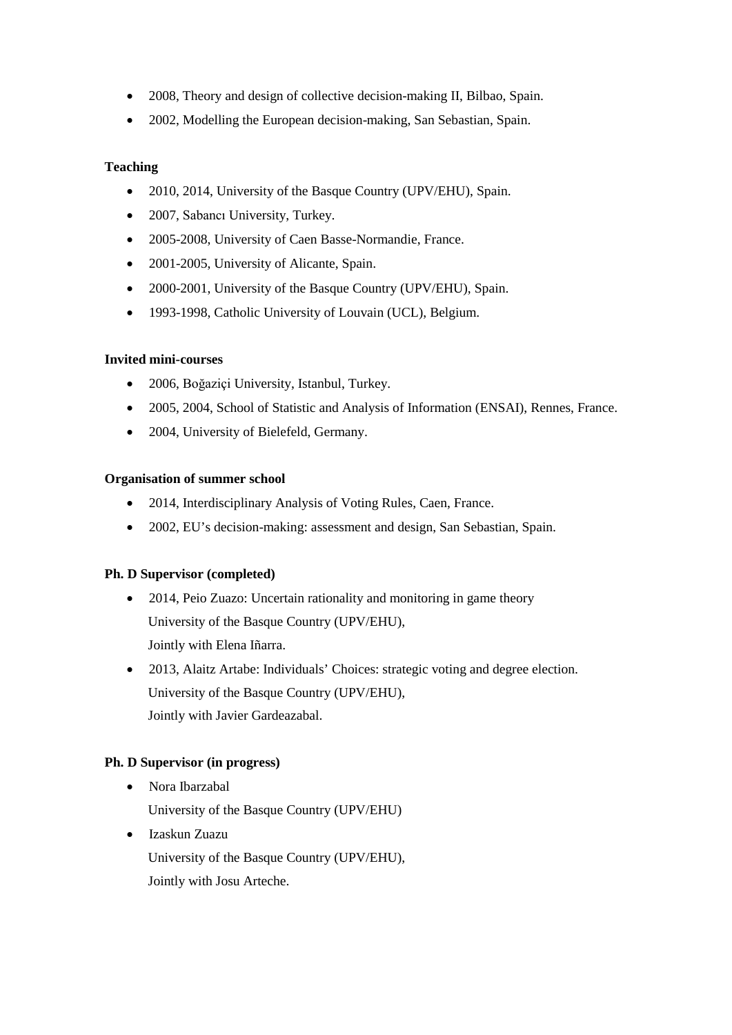- 2008, Theory and design of collective decision-making II, Bilbao, Spain.
- 2002, Modelling the European decision-making, San Sebastian, Spain.

**Teaching**

- 2010, 2014, University of the Basque Country (UPV/EHU), Spain.
- 2007, Sabancı University, Turkey.
- 2005-2008, University of Caen Basse-Normandie, France.
- 2001-2005, University of Alicante, Spain.
- 2000-2001, University of the Basque Country (UPV/EHU), Spain.
- 1993-1998, Catholic University of Louvain (UCL), Belgium.

**Invited mini-courses**

- 2006, Boğaziçi University, Istanbul, Turkey.
- 2005, 2004, School of Statistic and Analysis of Information (ENSAI), Rennes, France.
- 2004, University of Bielefeld, Germany.

**Organisation of summer school**

- 2014, Interdisciplinary Analysis of Voting Rules, Caen, France.
- 2002, EU's decision-making: assessment and design, San Sebastian, Spain.

**Ph. D Supervisor (completed)**

- 2014, Peio Zuazo: Uncertain rationality and monitoring in game theory
  University of the Basque Country (UPV/EHU),
  Jointly with Elena Iñarra.
- 2013, Alaitz Artabe: Individuals' Choices: strategic voting and degree election.
  University of the Basque Country (UPV/EHU),
  Jointly with Javier Gardeazabal.

**Ph. D Supervisor (in progress)**

- Nora Ibarzabal
  University of the Basque Country (UPV/EHU)
- Izaskun Zuazu
  University of the Basque Country (UPV/EHU),
  Jointly with Josu Arteche.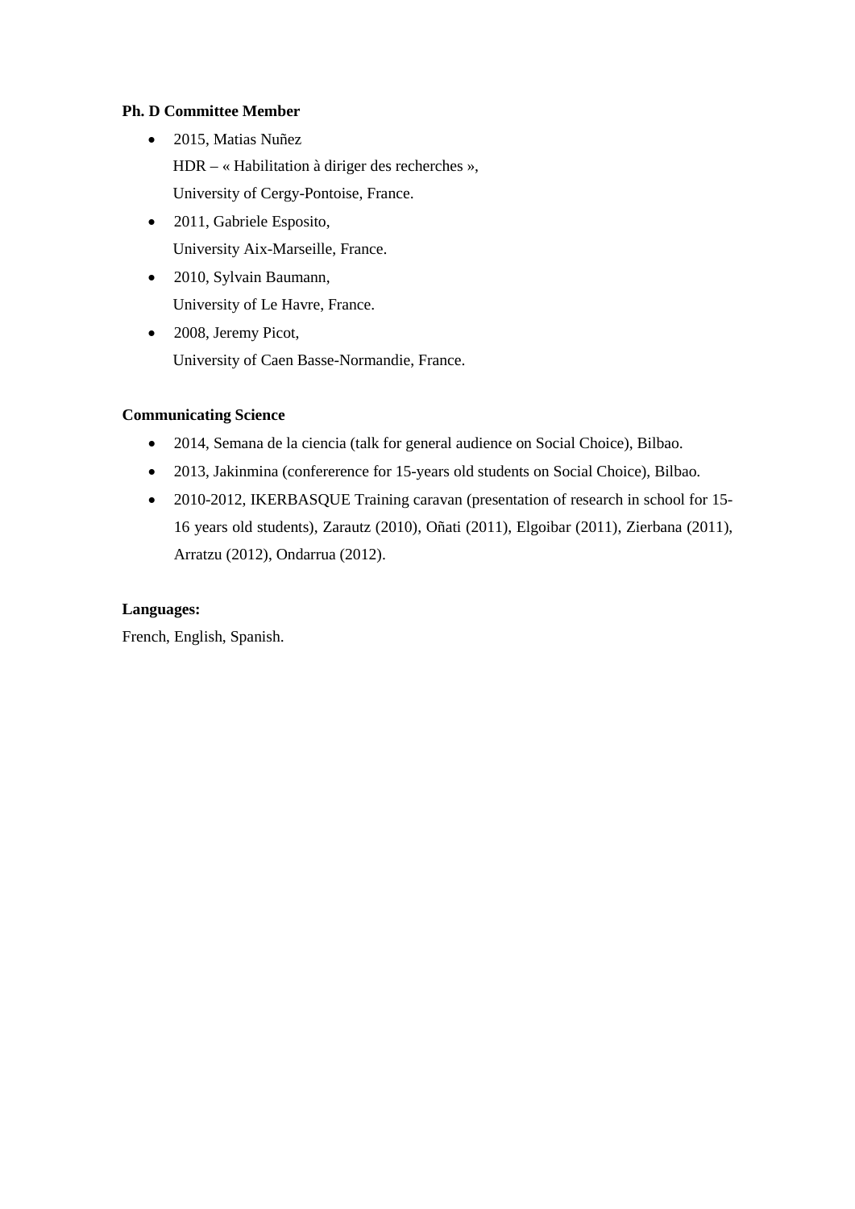**Ph. D Committee Member**

- 2015, Matias Nuñez
  HDR – « Habilitation à diriger des recherches »,
  University of Cergy-Pontoise, France.
- 2011, Gabriele Esposito,
  University Aix-Marseille, France.
- 2010, Sylvain Baumann,
  University of Le Havre, France.
- 2008, Jeremy Picot,
  University of Caen Basse-Normandie, France.

**Communicating Science**

- 2014, Semana de la ciencia (talk for general audience on Social Choice), Bilbao.
- 2013, Jakinmina (confererence for 15-years old students on Social Choice), Bilbao.
- 2010-2012, IKERBASQUE Training caravan (presentation of research in school for 15-16 years old students), Zarautz (2010), Oñati (2011), Elgoibar (2011), Zierbana (2011), Arratzu (2012), Ondarrua (2012).

**Languages:**

French, English, Spanish.